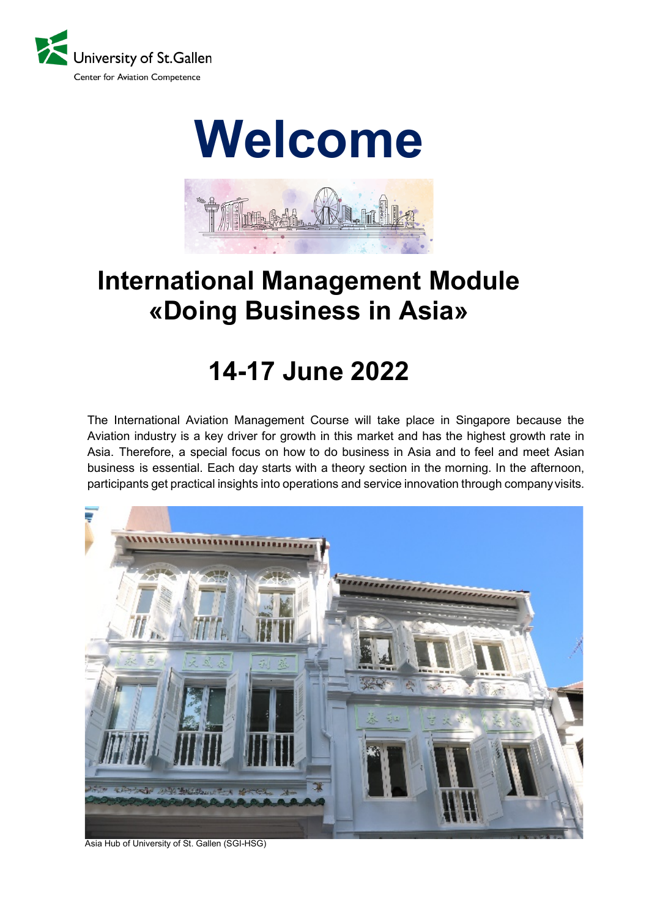University of St.Gallen
Center for Aviation Competence

# Welcome

## International Management Module «Doing Business in Asia»

## 14-17 June 2022

The International Aviation Management Course will take place in Singapore because the Aviation industry is a key driver for growth in this market and has the highest growth rate in Asia. Therefore, a special focus on how to do business in Asia and to feel and meet Asian business is essential. Each day starts with a theory section in the morning. In the afternoon, participants get practical insights into operations and service innovation through company visits.

Asia Hub of University of St. Gallen (SGI-HSG)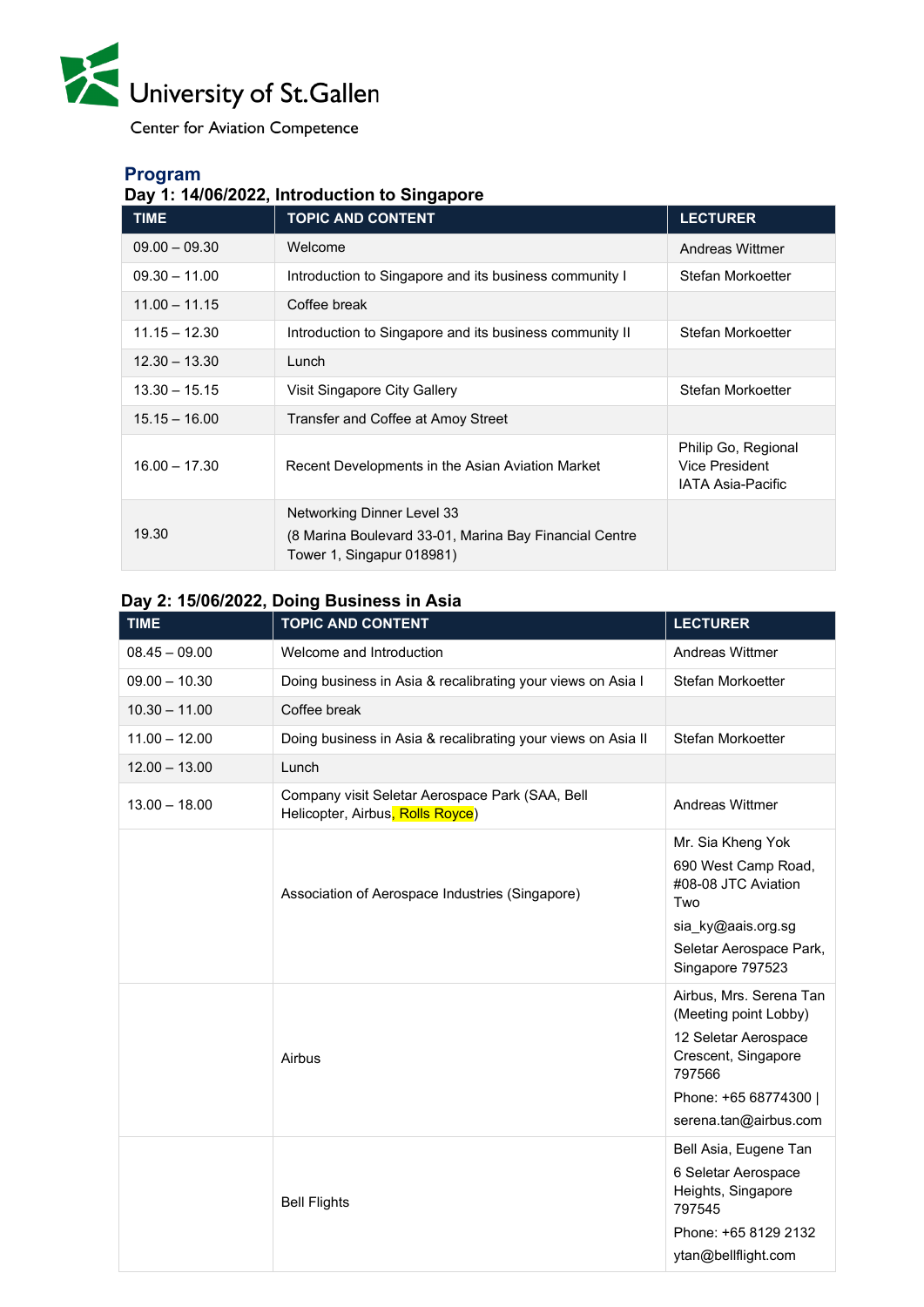University of St.Gallen

Center for Aviation Competence

## Program

### Day 1: 14/06/2022, Introduction to Singapore

| TIME | TOPIC AND CONTENT | LECTURER |
|---|---|---|
| 09.00 – 09.30 | Welcome | Andreas Wittmer |
| 09.30 – 11.00 | Introduction to Singapore and its business community I | Stefan Morkoetter |
| 11.00 – 11.15 | Coffee break | |
| 11.15 – 12.30 | Introduction to Singapore and its business community II | Stefan Morkoetter |
| 12.30 – 13.30 | Lunch | |
| 13.30 – 15.15 | Visit Singapore City Gallery | Stefan Morkoetter |
| 15.15 – 16.00 | Transfer and Coffee at Amoy Street | |
| 16.00 – 17.30 | Recent Developments in the Asian Aviation Market | Philip Go, Regional Vice President IATA Asia-Pacific |
| 19.30 | Networking Dinner Level 33 (8 Marina Boulevard 33-01, Marina Bay Financial Centre Tower 1, Singapur 018981) | |

### Day 2: 15/06/2022, Doing Business in Asia

| TIME | TOPIC AND CONTENT | LECTURER |
|---|---|---|
| 08.45 – 09.00 | Welcome and Introduction | Andreas Wittmer |
| 09.00 – 10.30 | Doing business in Asia & recalibrating your views on Asia I | Stefan Morkoetter |
| 10.30 – 11.00 | Coffee break | |
| 11.00 – 12.00 | Doing business in Asia & recalibrating your views on Asia II | Stefan Morkoetter |
| 12.00 – 13.00 | Lunch | |
| 13.00 – 18.00 | Company visit Seletar Aerospace Park (SAA, Bell Helicopter, Airbus, Rolls Royce) | Andreas Wittmer |
| | Association of Aerospace Industries (Singapore) | Mr. Sia Kheng Yok<br>690 West Camp Road, #08-08 JTC Aviation Two<br>sia_ky@aais.org.sg<br>Seletar Aerospace Park, Singapore 797523 |
| | Airbus | Airbus, Mrs. Serena Tan (Meeting point Lobby)<br>12 Seletar Aerospace Crescent, Singapore 797566<br>Phone: +65 68774300 \|<br>serena.tan@airbus.com |
| | Bell Flights | Bell Asia, Eugene Tan<br>6 Seletar Aerospace Heights, Singapore 797545<br>Phone: +65 8129 2132<br>ytan@bellflight.com |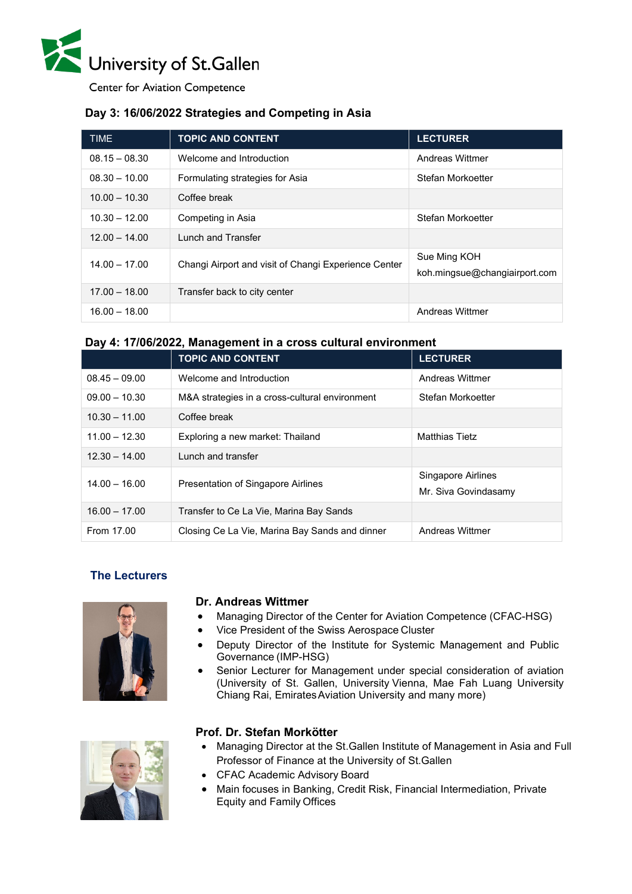University of St.Gallen

Center for Aviation Competence

### Day 3: 16/06/2022 Strategies and Competing in Asia

| TIME | TOPIC AND CONTENT | LECTURER |
|---|---|---|
| 08.15 – 08.30 | Welcome and Introduction | Andreas Wittmer |
| 08.30 – 10.00 | Formulating strategies for Asia | Stefan Morkoetter |
| 10.00 – 10.30 | Coffee break | |
| 10.30 – 12.00 | Competing in Asia | Stefan Morkoetter |
| 12.00 – 14.00 | Lunch and Transfer | |
| 14.00 – 17.00 | Changi Airport and visit of Changi Experience Center | Sue Ming KOH koh.mingsue@changiairport.com |
| 17.00 – 18.00 | Transfer back to city center | |
| 16.00 – 18.00 | | Andreas Wittmer |

### Day 4: 17/06/2022, Management in a cross cultural environment

| | TOPIC AND CONTENT | LECTURER |
|---|---|---|
| 08.45 – 09.00 | Welcome and Introduction | Andreas Wittmer |
| 09.00 – 10.30 | M&A strategies in a cross-cultural environment | Stefan Morkoetter |
| 10.30 – 11.00 | Coffee break | |
| 11.00 – 12.30 | Exploring a new market: Thailand | Matthias Tietz |
| 12.30 – 14.00 | Lunch and transfer | |
| 14.00 – 16.00 | Presentation of Singapore Airlines | Singapore Airlines Mr. Siva Govindasamy |
| 16.00 – 17.00 | Transfer to Ce La Vie, Marina Bay Sands | |
| From 17.00 | Closing Ce La Vie, Marina Bay Sands and dinner | Andreas Wittmer |

## The Lecturers

### Dr. Andreas Wittmer

- Managing Director of the Center for Aviation Competence (CFAC-HSG)
- Vice President of the Swiss Aerospace Cluster
- Deputy Director of the Institute for Systemic Management and Public Governance (IMP-HSG)
- Senior Lecturer for Management under special consideration of aviation (University of St. Gallen, University Vienna, Mae Fah Luang University Chiang Rai, Emirates Aviation University and many more)

### Prof. Dr. Stefan Morkötter

- Managing Director at the St.Gallen Institute of Management in Asia and Full Professor of Finance at the University of St.Gallen
- CFAC Academic Advisory Board
- Main focuses in Banking, Credit Risk, Financial Intermediation, Private Equity and Family Offices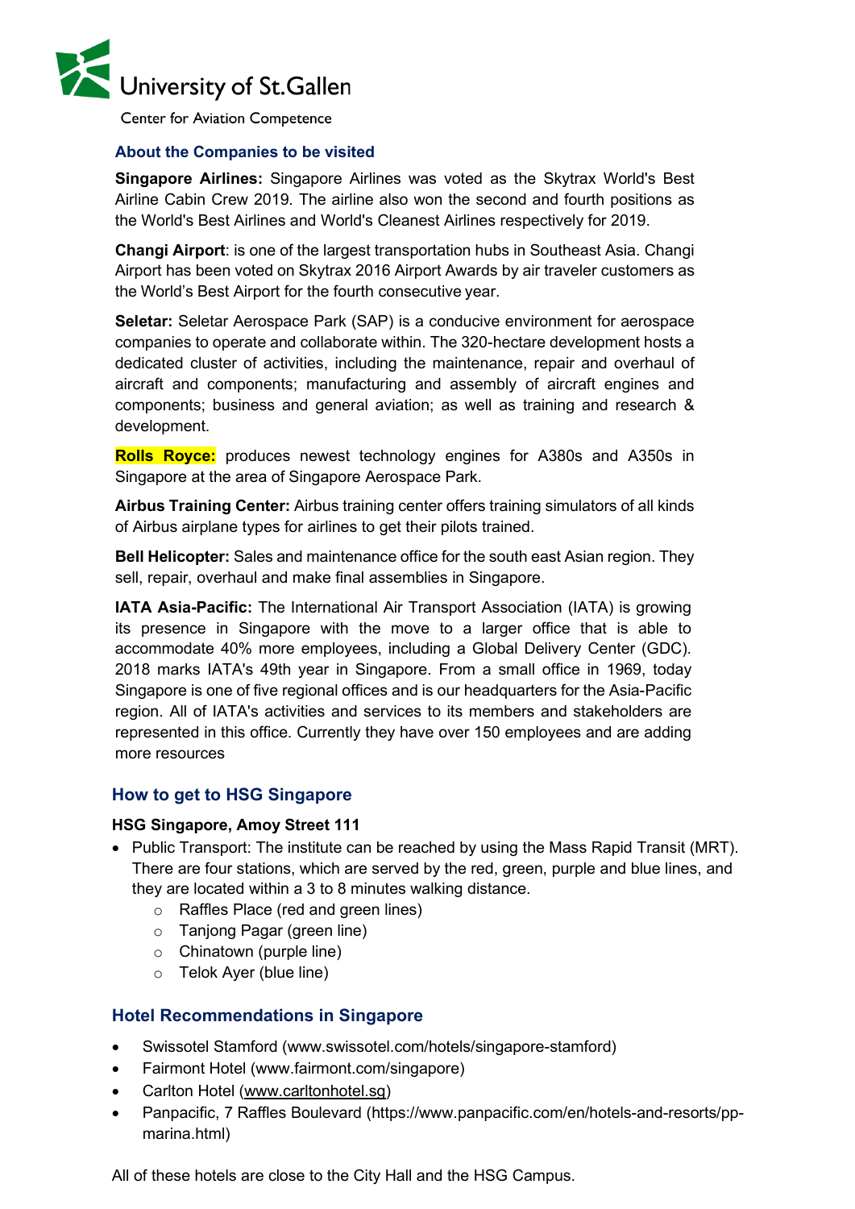University of St.Gallen

Center for Aviation Competence

### About the Companies to be visited

**Singapore Airlines:** Singapore Airlines was voted as the Skytrax World's Best Airline Cabin Crew 2019. The airline also won the second and fourth positions as the World's Best Airlines and World's Cleanest Airlines respectively for 2019.

**Changi Airport**: is one of the largest transportation hubs in Southeast Asia. Changi Airport has been voted on Skytrax 2016 Airport Awards by air traveler customers as the World's Best Airport for the fourth consecutive year.

**Seletar:** Seletar Aerospace Park (SAP) is a conducive environment for aerospace companies to operate and collaborate within. The 320-hectare development hosts a dedicated cluster of activities, including the maintenance, repair and overhaul of aircraft and components; manufacturing and assembly of aircraft engines and components; business and general aviation; as well as training and research & development.

**Rolls Royce:** produces newest technology engines for A380s and A350s in Singapore at the area of Singapore Aerospace Park.

**Airbus Training Center:** Airbus training center offers training simulators of all kinds of Airbus airplane types for airlines to get their pilots trained.

**Bell Helicopter:** Sales and maintenance office for the south east Asian region. They sell, repair, overhaul and make final assemblies in Singapore.

**IATA Asia-Pacific:** The International Air Transport Association (IATA) is growing its presence in Singapore with the move to a larger office that is able to accommodate 40% more employees, including a Global Delivery Center (GDC). 2018 marks IATA's 49th year in Singapore. From a small office in 1969, today Singapore is one of five regional offices and is our headquarters for the Asia-Pacific region. All of IATA's activities and services to its members and stakeholders are represented in this office. Currently they have over 150 employees and are adding more resources

## How to get to HSG Singapore

**HSG Singapore, Amoy Street 111**

- Public Transport: The institute can be reached by using the Mass Rapid Transit (MRT). There are four stations, which are served by the red, green, purple and blue lines, and they are located within a 3 to 8 minutes walking distance.
  - Raffles Place (red and green lines)
  - Tanjong Pagar (green line)
  - Chinatown (purple line)
  - Telok Ayer (blue line)

## Hotel Recommendations in Singapore

- Swissotel Stamford (www.swissotel.com/hotels/singapore-stamford)
- Fairmont Hotel (www.fairmont.com/singapore)
- Carlton Hotel (www.carltonhotel.sg)
- Panpacific, 7 Raffles Boulevard (https://www.panpacific.com/en/hotels-and-resorts/pp-marina.html)

All of these hotels are close to the City Hall and the HSG Campus.